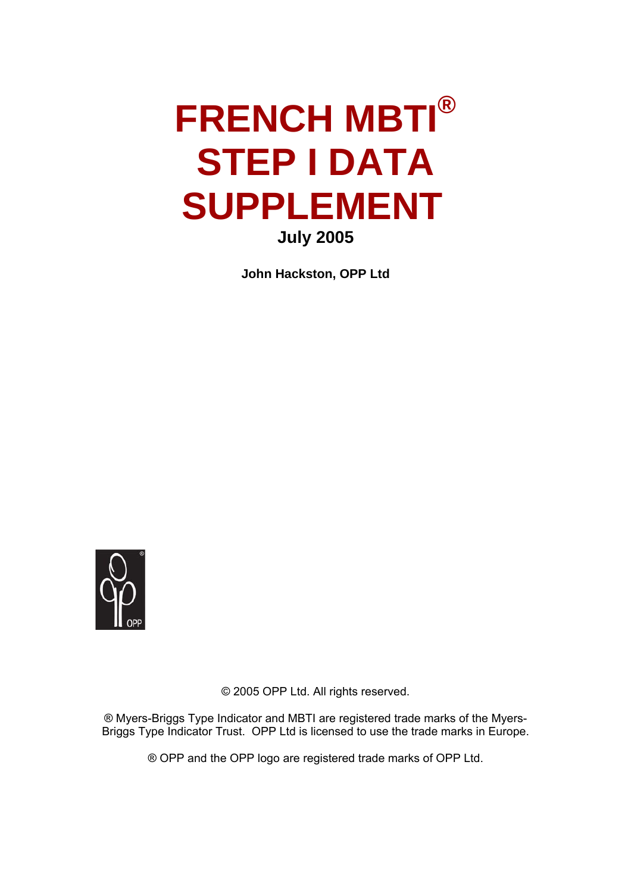# FRENCH MBTI® STEP I DATA SUPPLEMENT

**July 2005**

**John Hackston, OPP Ltd**

© 2005 OPP Ltd. All rights reserved.

® Myers-Briggs Type Indicator and MBTI are registered trade marks of the Myers-Briggs Type Indicator Trust. OPP Ltd is licensed to use the trade marks in Europe.

® OPP and the OPP logo are registered trade marks of OPP Ltd.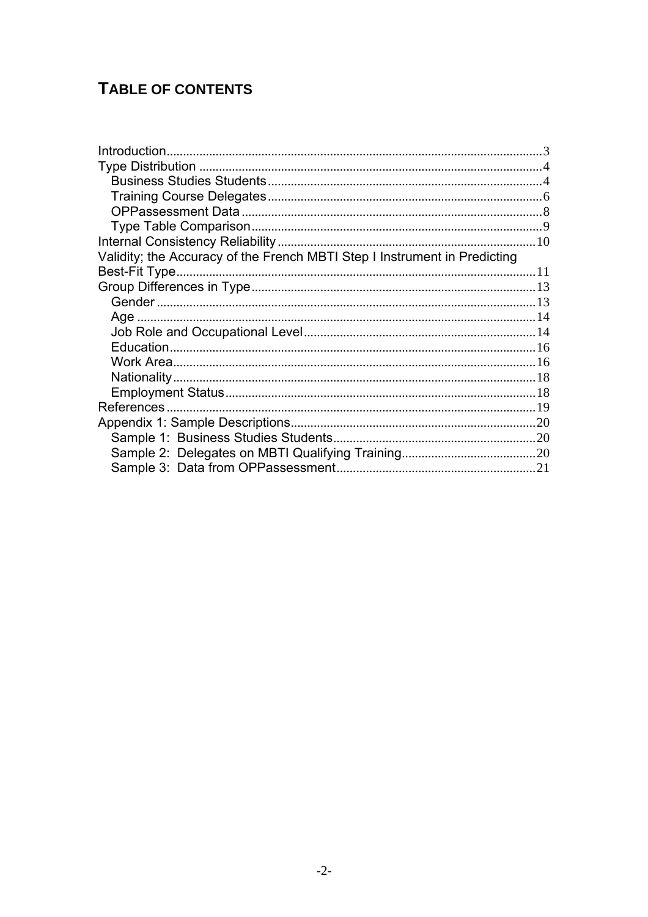# TABLE OF CONTENTS

Introduction ..... 3
Type Distribution ..... 4
  Business Studies Students ..... 4
  Training Course Delegates ..... 6
  OPPassessment Data ..... 8
  Type Table Comparison ..... 9
Internal Consistency Reliability ..... 10
Validity; the Accuracy of the French MBTI Step I Instrument in Predicting Best-Fit Type ..... 11
Group Differences in Type ..... 13
  Gender ..... 13
  Age ..... 14
  Job Role and Occupational Level ..... 14
  Education ..... 16
  Work Area ..... 16
  Nationality ..... 18
  Employment Status ..... 18
References ..... 19
Appendix 1: Sample Descriptions ..... 20
  Sample 1: Business Studies Students ..... 20
  Sample 2: Delegates on MBTI Qualifying Training ..... 20
  Sample 3: Data from OPPassessment ..... 21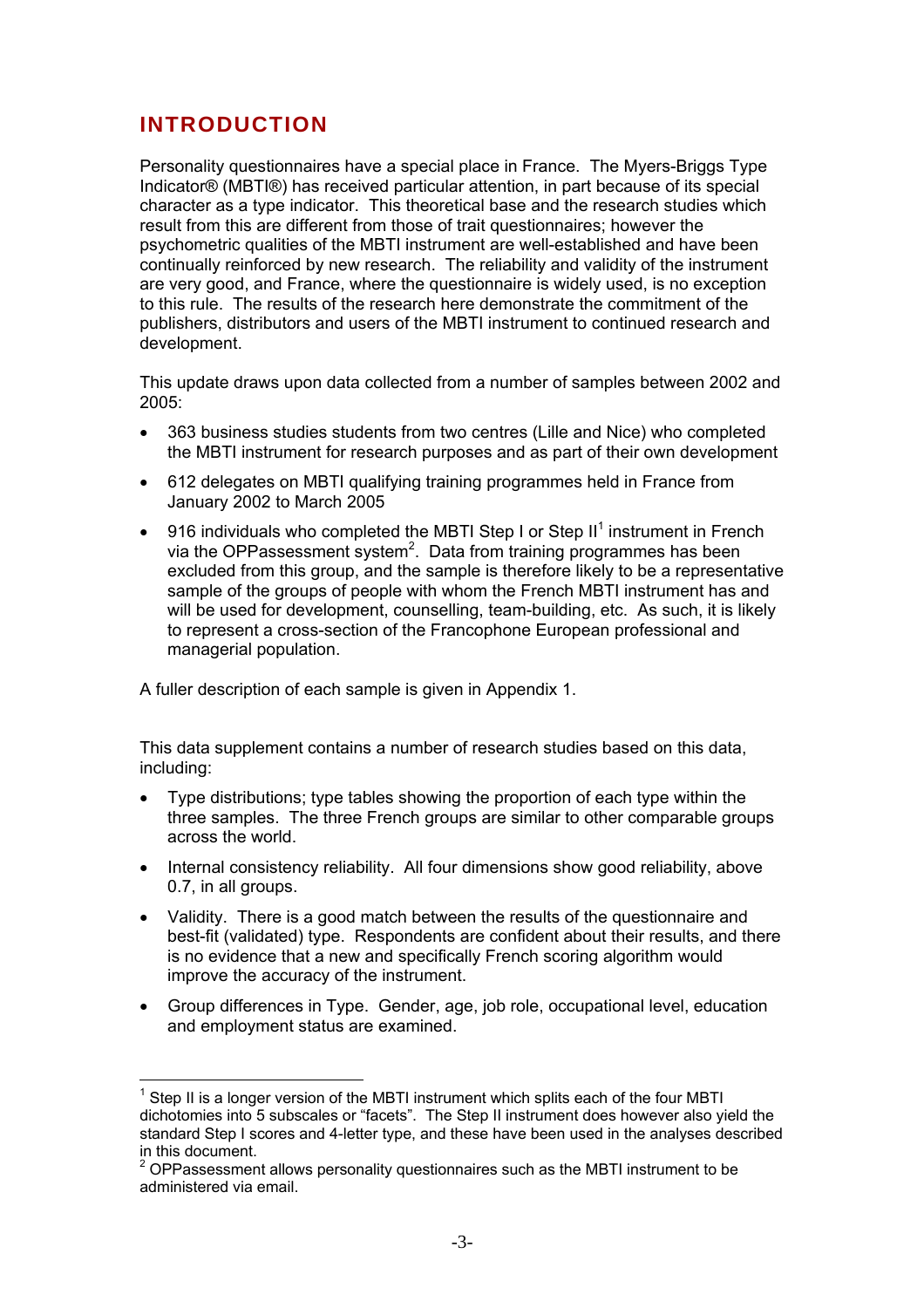# INTRODUCTION

Personality questionnaires have a special place in France. The Myers-Briggs Type Indicator® (MBTI®) has received particular attention, in part because of its special character as a type indicator. This theoretical base and the research studies which result from this are different from those of trait questionnaires; however the psychometric qualities of the MBTI instrument are well-established and have been continually reinforced by new research. The reliability and validity of the instrument are very good, and France, where the questionnaire is widely used, is no exception to this rule. The results of the research here demonstrate the commitment of the publishers, distributors and users of the MBTI instrument to continued research and development.

This update draws upon data collected from a number of samples between 2002 and 2005:

- 363 business studies students from two centres (Lille and Nice) who completed the MBTI instrument for research purposes and as part of their own development
- 612 delegates on MBTI qualifying training programmes held in France from January 2002 to March 2005
- 916 individuals who completed the MBTI Step I or Step II[1] instrument in French via the OPPassessment system[2]. Data from training programmes has been excluded from this group, and the sample is therefore likely to be a representative sample of the groups of people with whom the French MBTI instrument has and will be used for development, counselling, team-building, etc. As such, it is likely to represent a cross-section of the Francophone European professional and managerial population.

A fuller description of each sample is given in Appendix 1.

This data supplement contains a number of research studies based on this data, including:

- Type distributions; type tables showing the proportion of each type within the three samples. The three French groups are similar to other comparable groups across the world.
- Internal consistency reliability. All four dimensions show good reliability, above 0.7, in all groups.
- Validity. There is a good match between the results of the questionnaire and best-fit (validated) type. Respondents are confident about their results, and there is no evidence that a new and specifically French scoring algorithm would improve the accuracy of the instrument.
- Group differences in Type. Gender, age, job role, occupational level, education and employment status are examined.

---

[1] Step II is a longer version of the MBTI instrument which splits each of the four MBTI dichotomies into 5 subscales or "facets". The Step II instrument does however also yield the standard Step I scores and 4-letter type, and these have been used in the analyses described in this document.

[2] OPPassessment allows personality questionnaires such as the MBTI instrument to be administered via email.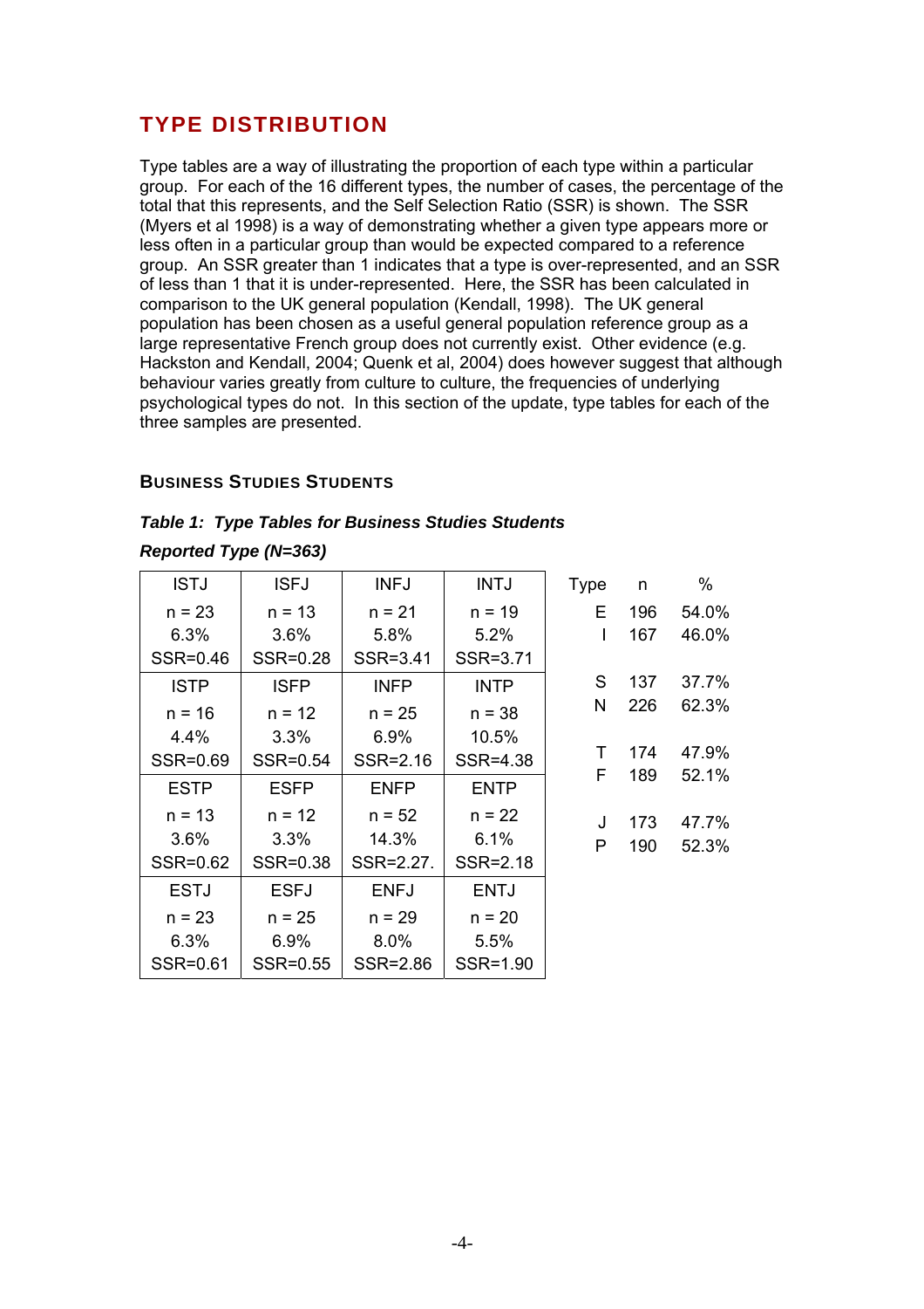## TYPE DISTRIBUTION

Type tables are a way of illustrating the proportion of each type within a particular group. For each of the 16 different types, the number of cases, the percentage of the total that this represents, and the Self Selection Ratio (SSR) is shown. The SSR (Myers et al 1998) is a way of demonstrating whether a given type appears more or less often in a particular group than would be expected compared to a reference group. An SSR greater than 1 indicates that a type is over-represented, and an SSR of less than 1 that it is under-represented. Here, the SSR has been calculated in comparison to the UK general population (Kendall, 1998). The UK general population has been chosen as a useful general population reference group as a large representative French group does not currently exist. Other evidence (e.g. Hackston and Kendall, 2004; Quenk et al, 2004) does however suggest that although behaviour varies greatly from culture to culture, the frequencies of underlying psychological types do not. In this section of the update, type tables for each of the three samples are presented.

### Business Studies Students

***Table 1: Type Tables for Business Studies Students***

***Reported Type (N=363)***

| ISTJ | ISFJ | INFJ | INTJ |
|---|---|---|---|
| n = 23<br>6.3%<br>SSR=0.46 | n = 13<br>3.6%<br>SSR=0.28 | n = 21<br>5.8%<br>SSR=3.41 | n = 19<br>5.2%<br>SSR=3.71 |
| **ISTP** | **ISFP** | **INFP** | **INTP** |
| n = 16<br>4.4%<br>SSR=0.69 | n = 12<br>3.3%<br>SSR=0.54 | n = 25<br>6.9%<br>SSR=2.16 | n = 38<br>10.5%<br>SSR=4.38 |
| **ESTP** | **ESFP** | **ENFP** | **ENTP** |
| n = 13<br>3.6%<br>SSR=0.62 | n = 12<br>3.3%<br>SSR=0.38 | n = 52<br>14.3%<br>SSR=2.27. | n = 22<br>6.1%<br>SSR=2.18 |
| **ESTJ** | **ESFJ** | **ENFJ** | **ENTJ** |
| n = 23<br>6.3%<br>SSR=0.61 | n = 25<br>6.9%<br>SSR=0.55 | n = 29<br>8.0%<br>SSR=2.86 | n = 20<br>5.5%<br>SSR=1.90 |

| Type | n | % |
|---|---|---|
| E | 196 | 54.0% |
| I | 167 | 46.0% |
| S | 137 | 37.7% |
| N | 226 | 62.3% |
| T | 174 | 47.9% |
| F | 189 | 52.1% |
| J | 173 | 47.7% |
| P | 190 | 52.3% |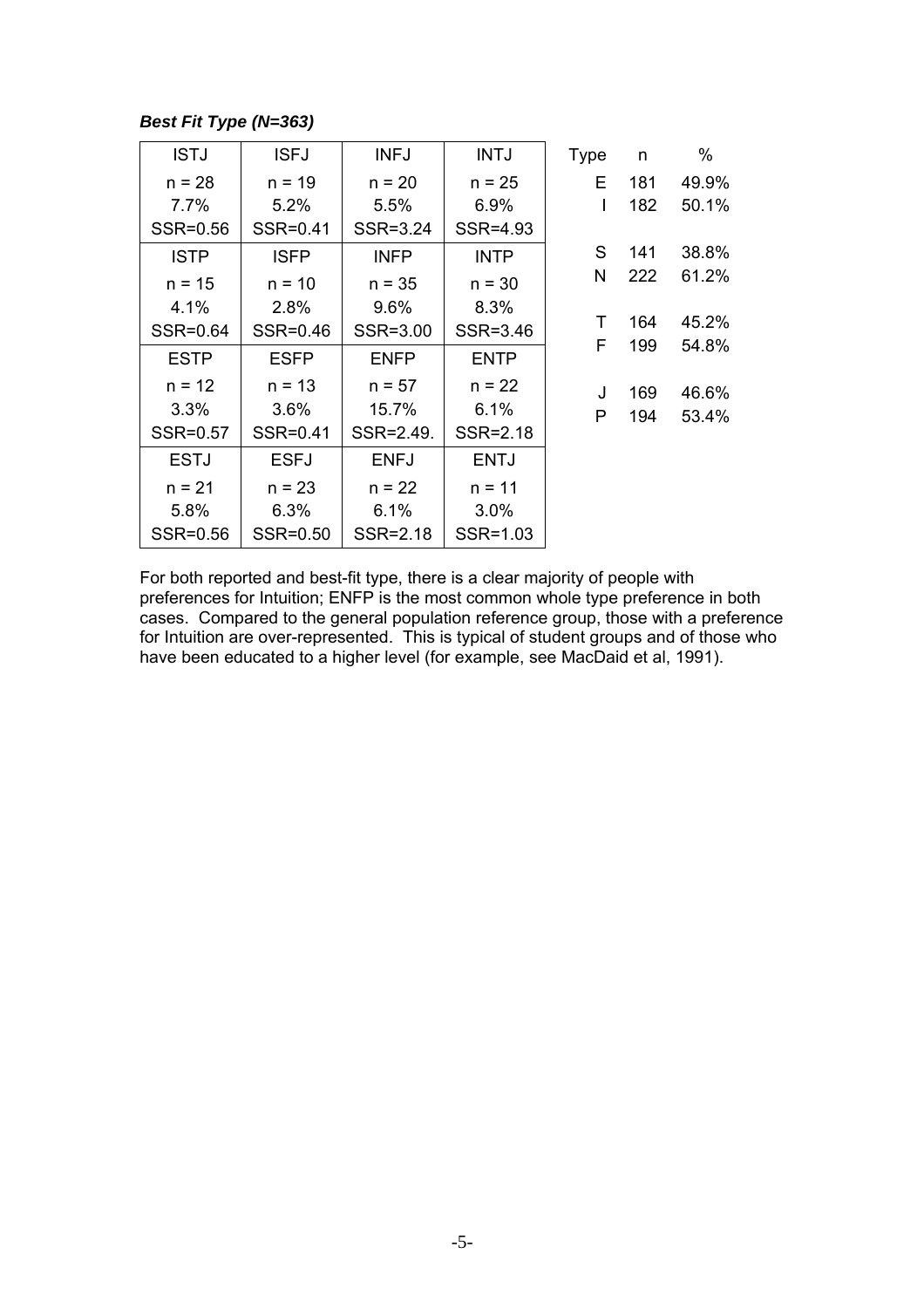***Best Fit Type (N=363)***

| ISTJ | ISFJ | INFJ | INTJ |
|---|---|---|---|
| n = 28<br>7.7%<br>SSR=0.56 | n = 19<br>5.2%<br>SSR=0.41 | n = 20<br>5.5%<br>SSR=3.24 | n = 25<br>6.9%<br>SSR=4.93 |
| **ISTP** | **ISFP** | **INFP** | **INTP** |
| n = 15<br>4.1%<br>SSR=0.64 | n = 10<br>2.8%<br>SSR=0.46 | n = 35<br>9.6%<br>SSR=3.00 | n = 30<br>8.3%<br>SSR=3.46 |
| **ESTP** | **ESFP** | **ENFP** | **ENTP** |
| n = 12<br>3.3%<br>SSR=0.57 | n = 13<br>3.6%<br>SSR=0.41 | n = 57<br>15.7%<br>SSR=2.49. | n = 22<br>6.1%<br>SSR=2.18 |
| **ESTJ** | **ESFJ** | **ENFJ** | **ENTJ** |
| n = 21<br>5.8%<br>SSR=0.56 | n = 23<br>6.3%<br>SSR=0.50 | n = 22<br>6.1%<br>SSR=2.18 | n = 11<br>3.0%<br>SSR=1.03 |

| Type | n | % |
|---|---|---|
| E | 181 | 49.9% |
| I | 182 | 50.1% |
| S | 141 | 38.8% |
| N | 222 | 61.2% |
| T | 164 | 45.2% |
| F | 199 | 54.8% |
| J | 169 | 46.6% |
| P | 194 | 53.4% |

For both reported and best-fit type, there is a clear majority of people with preferences for Intuition; ENFP is the most common whole type preference in both cases. Compared to the general population reference group, those with a preference for Intuition are over-represented. This is typical of student groups and of those who have been educated to a higher level (for example, see MacDaid et al, 1991).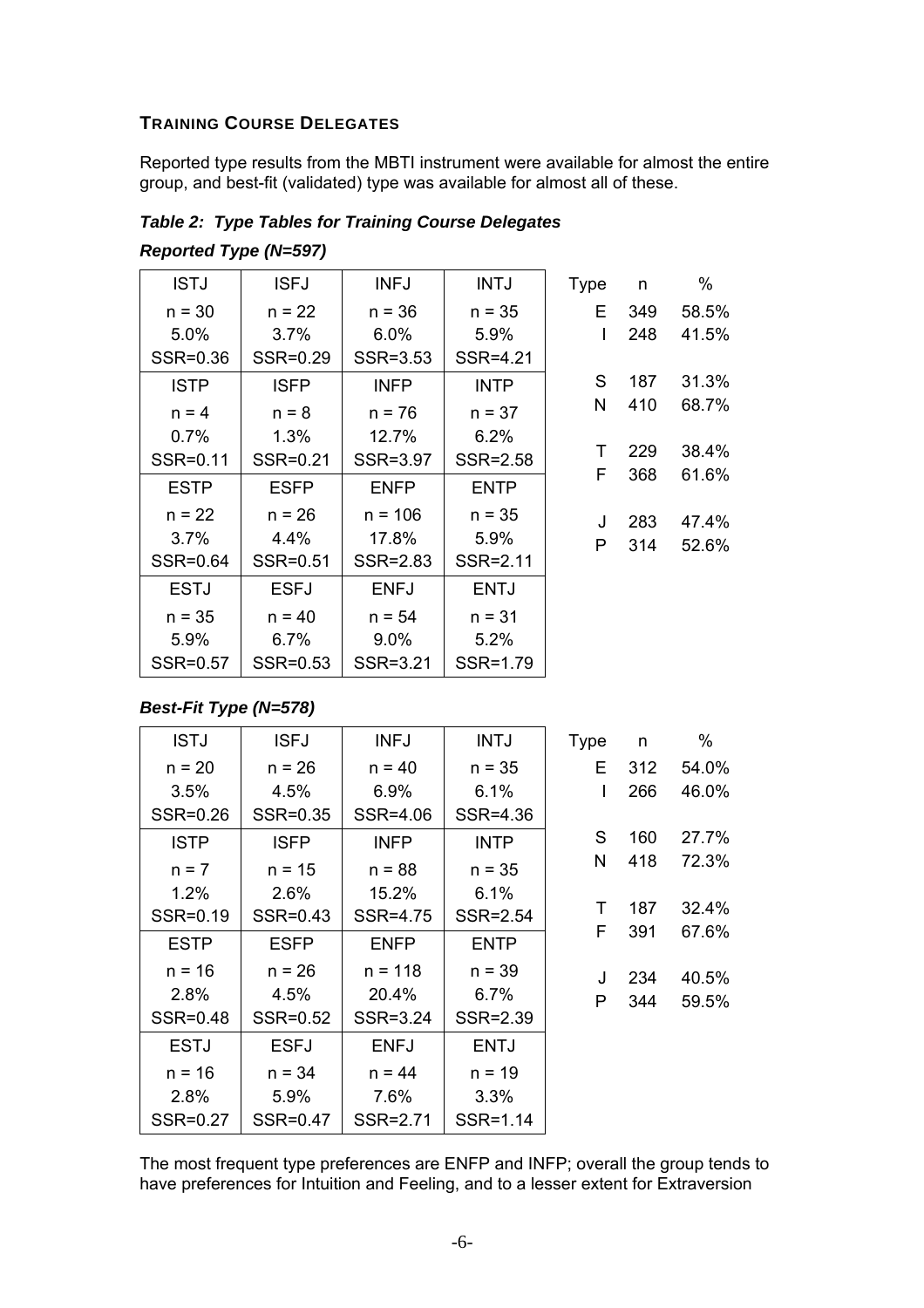### TRAINING COURSE DELEGATES

Reported type results from the MBTI instrument were available for almost the entire group, and best-fit (validated) type was available for almost all of these.

***Table 2: Type Tables for Training Course Delegates***

***Reported Type (N=597)***

| ISTJ | ISFJ | INFJ | INTJ |
|---|---|---|---|
| n = 30<br>5.0%<br>SSR=0.36 | n = 22<br>3.7%<br>SSR=0.29 | n = 36<br>6.0%<br>SSR=3.53 | n = 35<br>5.9%<br>SSR=4.21 |
| **ISTP** | **ISFP** | **INFP** | **INTP** |
| n = 4<br>0.7%<br>SSR=0.11 | n = 8<br>1.3%<br>SSR=0.21 | n = 76<br>12.7%<br>SSR=3.97 | n = 37<br>6.2%<br>SSR=2.58 |
| **ESTP** | **ESFP** | **ENFP** | **ENTP** |
| n = 22<br>3.7%<br>SSR=0.64 | n = 26<br>4.4%<br>SSR=0.51 | n = 106<br>17.8%<br>SSR=2.83 | n = 35<br>5.9%<br>SSR=2.11 |
| **ESTJ** | **ESFJ** | **ENFJ** | **ENTJ** |
| n = 35<br>5.9%<br>SSR=0.57 | n = 40<br>6.7%<br>SSR=0.53 | n = 54<br>9.0%<br>SSR=3.21 | n = 31<br>5.2%<br>SSR=1.79 |

| Type | n | % |
|---|---|---|
| E | 349 | 58.5% |
| I | 248 | 41.5% |
| S | 187 | 31.3% |
| N | 410 | 68.7% |
| T | 229 | 38.4% |
| F | 368 | 61.6% |
| J | 283 | 47.4% |
| P | 314 | 52.6% |

***Best-Fit Type (N=578)***

| ISTJ | ISFJ | INFJ | INTJ |
|---|---|---|---|
| n = 20<br>3.5%<br>SSR=0.26 | n = 26<br>4.5%<br>SSR=0.35 | n = 40<br>6.9%<br>SSR=4.06 | n = 35<br>6.1%<br>SSR=4.36 |
| **ISTP** | **ISFP** | **INFP** | **INTP** |
| n = 7<br>1.2%<br>SSR=0.19 | n = 15<br>2.6%<br>SSR=0.43 | n = 88<br>15.2%<br>SSR=4.75 | n = 35<br>6.1%<br>SSR=2.54 |
| **ESTP** | **ESFP** | **ENFP** | **ENTP** |
| n = 16<br>2.8%<br>SSR=0.48 | n = 26<br>4.5%<br>SSR=0.52 | n = 118<br>20.4%<br>SSR=3.24 | n = 39<br>6.7%<br>SSR=2.39 |
| **ESTJ** | **ESFJ** | **ENFJ** | **ENTJ** |
| n = 16<br>2.8%<br>SSR=0.27 | n = 34<br>5.9%<br>SSR=0.47 | n = 44<br>7.6%<br>SSR=2.71 | n = 19<br>3.3%<br>SSR=1.14 |

| Type | n | % |
|---|---|---|
| E | 312 | 54.0% |
| I | 266 | 46.0% |
| S | 160 | 27.7% |
| N | 418 | 72.3% |
| T | 187 | 32.4% |
| F | 391 | 67.6% |
| J | 234 | 40.5% |
| P | 344 | 59.5% |

The most frequent type preferences are ENFP and INFP; overall the group tends to have preferences for Intuition and Feeling, and to a lesser extent for Extraversion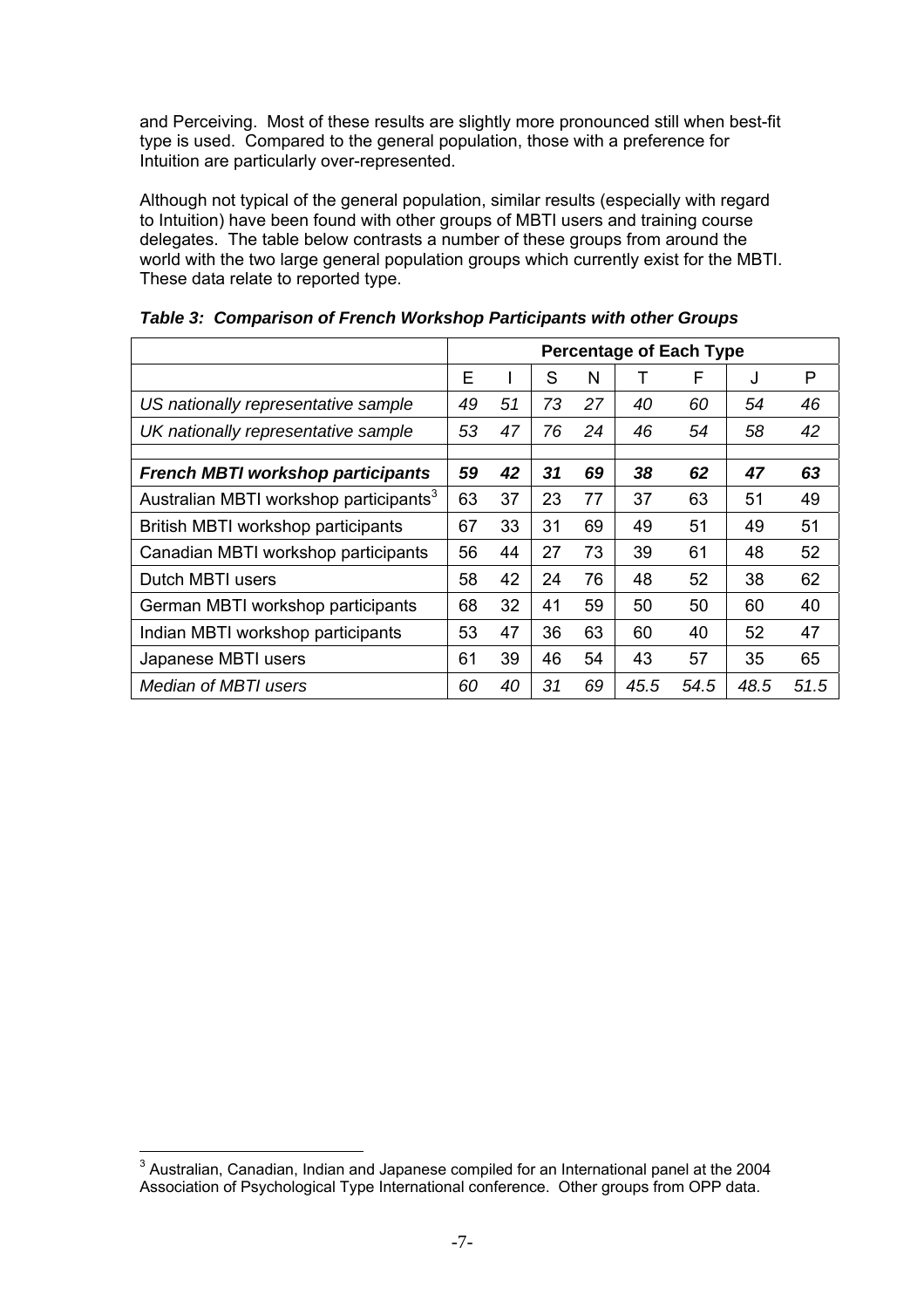and Perceiving. Most of these results are slightly more pronounced still when best-fit type is used. Compared to the general population, those with a preference for Intuition are particularly over-represented.

Although not typical of the general population, similar results (especially with regard to Intuition) have been found with other groups of MBTI users and training course delegates. The table below contrasts a number of these groups from around the world with the two large general population groups which currently exist for the MBTI. These data relate to reported type.

***Table 3: Comparison of French Workshop Participants with other Groups***

| | Percentage of Each Type | | | | | | | |
|---|---|---|---|---|---|---|---|---|
| | E | I | S | N | T | F | J | P |
| *US nationally representative sample* | *49* | *51* | *73* | *27* | *40* | *60* | *54* | *46* |
| *UK nationally representative sample* | *53* | *47* | *76* | *24* | *46* | *54* | *58* | *42* |
| | | | | | | | | |
| ***French MBTI workshop participants*** | ***59*** | ***42*** | ***31*** | ***69*** | ***38*** | ***62*** | ***47*** | ***63*** |
| Australian MBTI workshop participants[3] | 63 | 37 | 23 | 77 | 37 | 63 | 51 | 49 |
| British MBTI workshop participants | 67 | 33 | 31 | 69 | 49 | 51 | 49 | 51 |
| Canadian MBTI workshop participants | 56 | 44 | 27 | 73 | 39 | 61 | 48 | 52 |
| Dutch MBTI users | 58 | 42 | 24 | 76 | 48 | 52 | 38 | 62 |
| German MBTI workshop participants | 68 | 32 | 41 | 59 | 50 | 50 | 60 | 40 |
| Indian MBTI workshop participants | 53 | 47 | 36 | 63 | 60 | 40 | 52 | 47 |
| Japanese MBTI users | 61 | 39 | 46 | 54 | 43 | 57 | 35 | 65 |
| *Median of MBTI users* | *60* | *40* | *31* | *69* | *45.5* | *54.5* | *48.5* | *51.5* |

[3] Australian, Canadian, Indian and Japanese compiled for an International panel at the 2004 Association of Psychological Type International conference. Other groups from OPP data.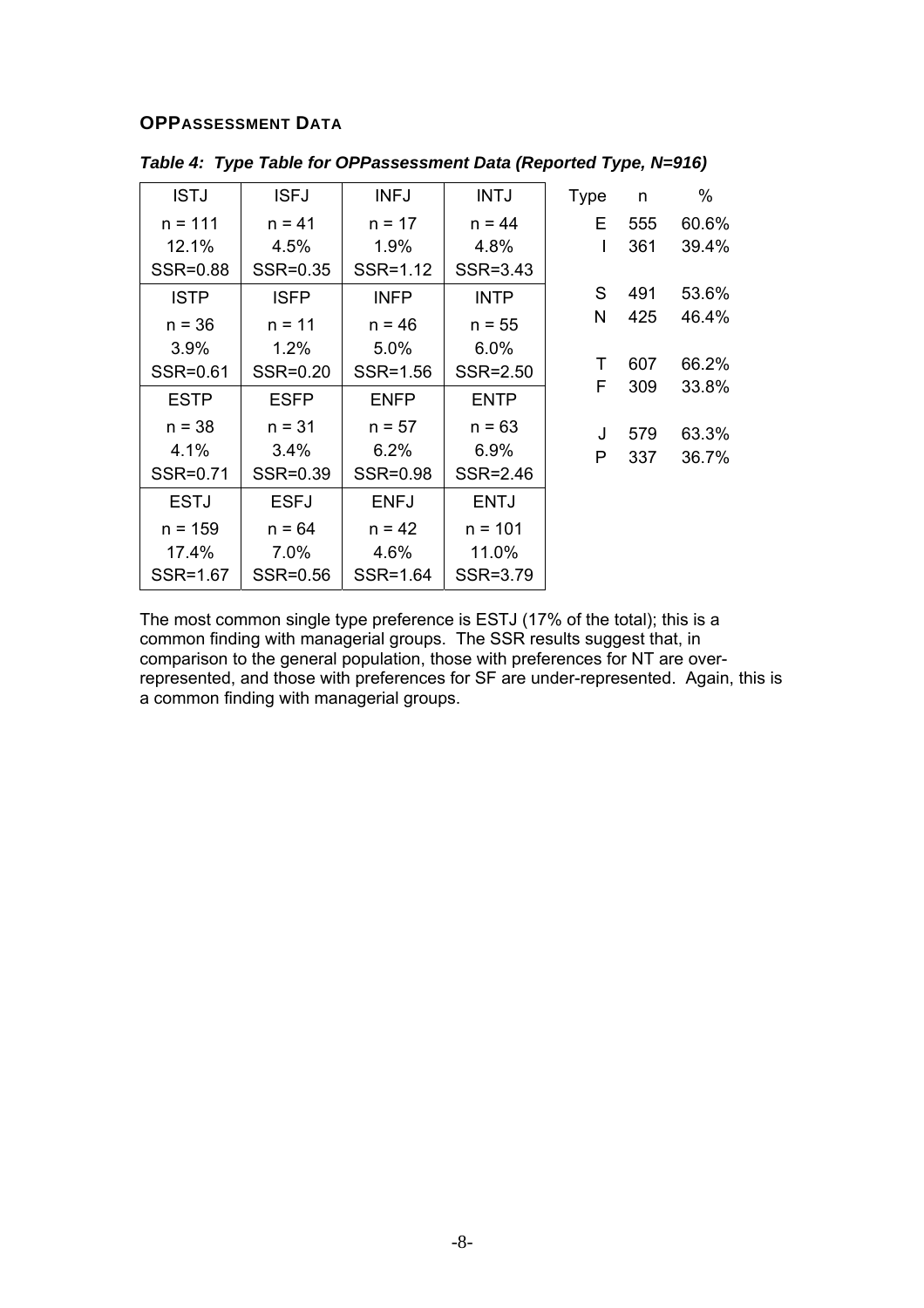### OPPASSESSMENT DATA

***Table 4: Type Table for OPPassessment Data (Reported Type, N=916)***

| ISTJ | ISFJ | INFJ | INTJ |
|---|---|---|---|
| n = 111<br>12.1%<br>SSR=0.88 | n = 41<br>4.5%<br>SSR=0.35 | n = 17<br>1.9%<br>SSR=1.12 | n = 44<br>4.8%<br>SSR=3.43 |
| **ISTP** | **ISFP** | **INFP** | **INTP** |
| n = 36<br>3.9%<br>SSR=0.61 | n = 11<br>1.2%<br>SSR=0.20 | n = 46<br>5.0%<br>SSR=1.56 | n = 55<br>6.0%<br>SSR=2.50 |
| **ESTP** | **ESFP** | **ENFP** | **ENTP** |
| n = 38<br>4.1%<br>SSR=0.71 | n = 31<br>3.4%<br>SSR=0.39 | n = 57<br>6.2%<br>SSR=0.98 | n = 63<br>6.9%<br>SSR=2.46 |
| **ESTJ** | **ESFJ** | **ENFJ** | **ENTJ** |
| n = 159<br>17.4%<br>SSR=1.67 | n = 64<br>7.0%<br>SSR=0.56 | n = 42<br>4.6%<br>SSR=1.64 | n = 101<br>11.0%<br>SSR=3.79 |

| Type | n | % |
|---|---|---|
| E | 555 | 60.6% |
| I | 361 | 39.4% |
| S | 491 | 53.6% |
| N | 425 | 46.4% |
| T | 607 | 66.2% |
| F | 309 | 33.8% |
| J | 579 | 63.3% |
| P | 337 | 36.7% |

The most common single type preference is ESTJ (17% of the total); this is a common finding with managerial groups. The SSR results suggest that, in comparison to the general population, those with preferences for NT are over-represented, and those with preferences for SF are under-represented. Again, this is a common finding with managerial groups.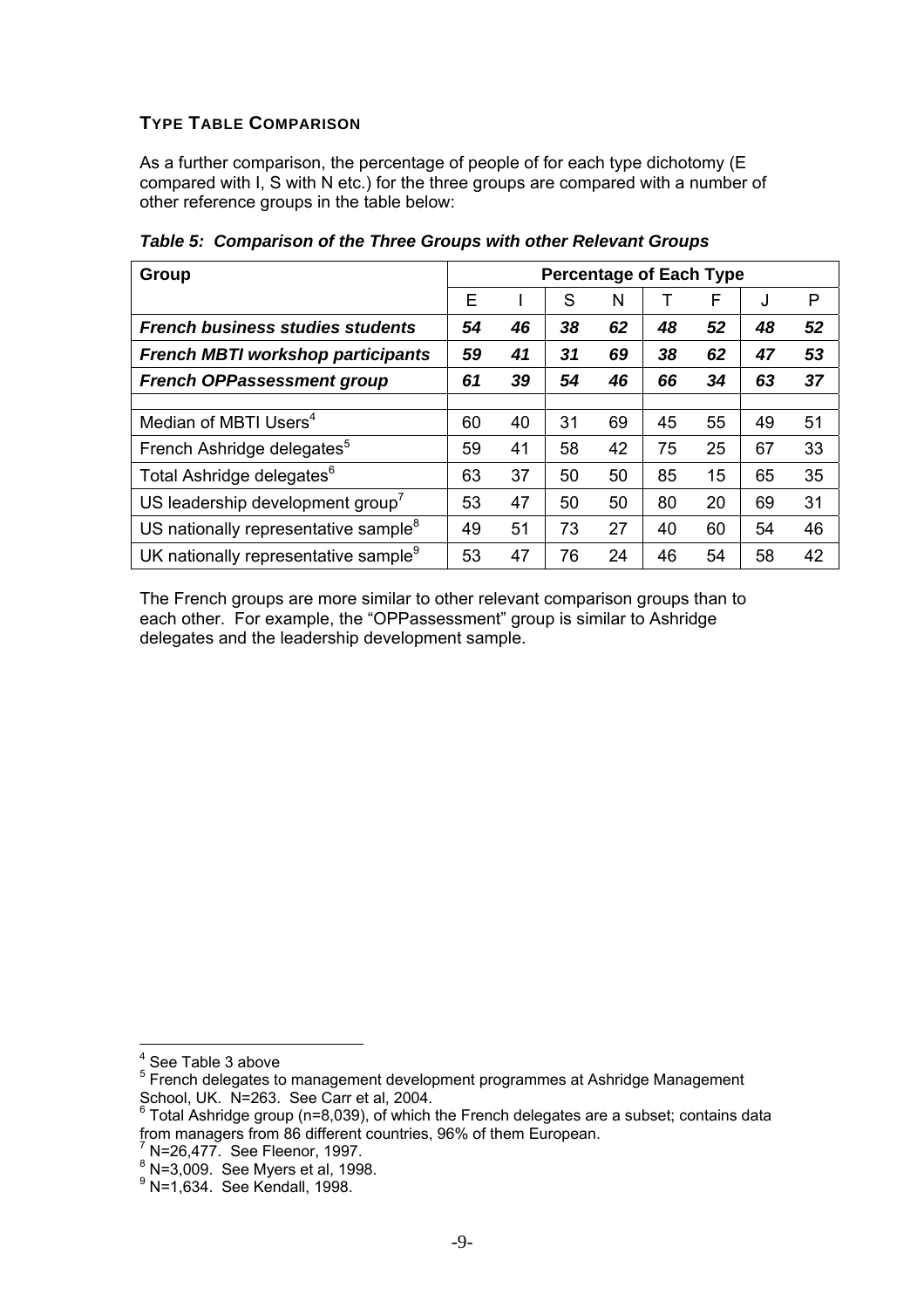### TYPE TABLE COMPARISON

As a further comparison, the percentage of people of for each type dichotomy (E compared with I, S with N etc.) for the three groups are compared with a number of other reference groups in the table below:

***Table 5: Comparison of the Three Groups with other Relevant Groups***

| Group | Percentage of Each Type | | | | | | | |
|---|---|---|---|---|---|---|---|---|
| | E | I | S | N | T | F | J | P |
| ***French business studies students*** | ***54*** | ***46*** | ***38*** | ***62*** | ***48*** | ***52*** | ***48*** | ***52*** |
| ***French MBTI workshop participants*** | ***59*** | ***41*** | ***31*** | ***69*** | ***38*** | ***62*** | ***47*** | ***53*** |
| ***French OPPassessment group*** | ***61*** | ***39*** | ***54*** | ***46*** | ***66*** | ***34*** | ***63*** | ***37*** |
| | | | | | | | | |
| Median of MBTI Users[4] | 60 | 40 | 31 | 69 | 45 | 55 | 49 | 51 |
| French Ashridge delegates[5] | 59 | 41 | 58 | 42 | 75 | 25 | 67 | 33 |
| Total Ashridge delegates[6] | 63 | 37 | 50 | 50 | 85 | 15 | 65 | 35 |
| US leadership development group[7] | 53 | 47 | 50 | 50 | 80 | 20 | 69 | 31 |
| US nationally representative sample[8] | 49 | 51 | 73 | 27 | 40 | 60 | 54 | 46 |
| UK nationally representative sample[9] | 53 | 47 | 76 | 24 | 46 | 54 | 58 | 42 |

The French groups are more similar to other relevant comparison groups than to each other. For example, the "OPPassessment" group is similar to Ashridge delegates and the leadership development sample.

---

[4] See Table 3 above

[5] French delegates to management development programmes at Ashridge Management School, UK. N=263. See Carr et al, 2004.

[6] Total Ashridge group (n=8,039), of which the French delegates are a subset; contains data from managers from 86 different countries, 96% of them European.

[7] N=26,477. See Fleenor, 1997.

[8] N=3,009. See Myers et al, 1998.

[9] N=1,634. See Kendall, 1998.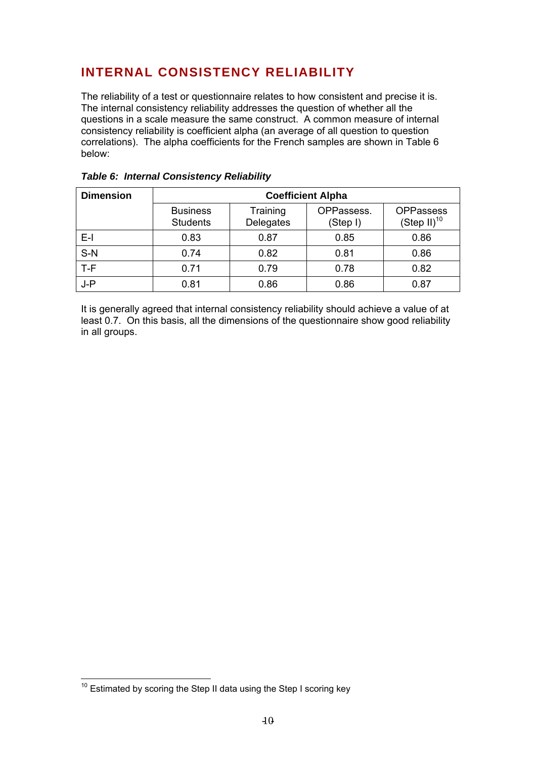## INTERNAL CONSISTENCY RELIABILITY

The reliability of a test or questionnaire relates to how consistent and precise it is. The internal consistency reliability addresses the question of whether all the questions in a scale measure the same construct. A common measure of internal consistency reliability is coefficient alpha (an average of all question to question correlations). The alpha coefficients for the French samples are shown in Table 6 below:

***Table 6: Internal Consistency Reliability***

| **Dimension** | **Coefficient Alpha** | | | |
|---|---|---|---|---|
| | Business Students | Training Delegates | OPPassess. (Step I) | OPPassess (Step II)[10] |
| E-I | 0.83 | 0.87 | 0.85 | 0.86 |
| S-N | 0.74 | 0.82 | 0.81 | 0.86 |
| T-F | 0.71 | 0.79 | 0.78 | 0.82 |
| J-P | 0.81 | 0.86 | 0.86 | 0.87 |

It is generally agreed that internal consistency reliability should achieve a value of at least 0.7. On this basis, all the dimensions of the questionnaire show good reliability in all groups.

[10] Estimated by scoring the Step II data using the Step I scoring key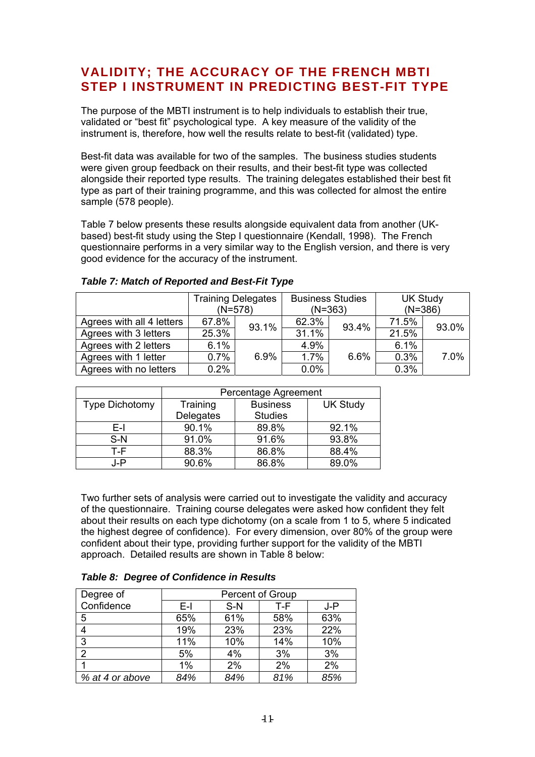## VALIDITY; THE ACCURACY OF THE FRENCH MBTI STEP I INSTRUMENT IN PREDICTING BEST-FIT TYPE

The purpose of the MBTI instrument is to help individuals to establish their true, validated or "best fit" psychological type. A key measure of the validity of the instrument is, therefore, how well the results relate to best-fit (validated) type.

Best-fit data was available for two of the samples. The business studies students were given group feedback on their results, and their best-fit type was collected alongside their reported type results. The training delegates established their best fit type as part of their training programme, and this was collected for almost the entire sample (578 people).

Table 7 below presents these results alongside equivalent data from another (UK-based) best-fit study using the Step I questionnaire (Kendall, 1998). The French questionnaire performs in a very similar way to the English version, and there is very good evidence for the accuracy of the instrument.

***Table 7: Match of Reported and Best-Fit Type***

| | Training Delegates (N=578) | | Business Studies (N=363) | | UK Study (N=386) | |
|---|---|---|---|---|---|---|
| Agrees with all 4 letters | 67.8% | 93.1% | 62.3% | 93.4% | 71.5% | 93.0% |
| Agrees with 3 letters | 25.3% | | 31.1% | | 21.5% | |
| Agrees with 2 letters | 6.1% | 6.9% | 4.9% | 6.6% | 6.1% | 7.0% |
| Agrees with 1 letter | 0.7% | | 1.7% | | 0.3% | |
| Agrees with no letters | 0.2% | | 0.0% | | 0.3% | |

| Type Dichotomy | Percentage Agreement | | |
|---|---|---|---|
| | Training Delegates | Business Studies | UK Study |
| E-I | 90.1% | 89.8% | 92.1% |
| S-N | 91.0% | 91.6% | 93.8% |
| T-F | 88.3% | 86.8% | 88.4% |
| J-P | 90.6% | 86.8% | 89.0% |

Two further sets of analysis were carried out to investigate the validity and accuracy of the questionnaire. Training course delegates were asked how confident they felt about their results on each type dichotomy (on a scale from 1 to 5, where 5 indicated the highest degree of confidence). For every dimension, over 80% of the group were confident about their type, providing further support for the validity of the MBTI approach. Detailed results are shown in Table 8 below:

***Table 8: Degree of Confidence in Results***

| Degree of Confidence | Percent of Group | | | |
|---|---|---|---|---|
| | E-I | S-N | T-F | J-P |
| 5 | 65% | 61% | 58% | 63% |
| 4 | 19% | 23% | 23% | 22% |
| 3 | 11% | 10% | 14% | 10% |
| 2 | 5% | 4% | 3% | 3% |
| 1 | 1% | 2% | 2% | 2% |
| *% at 4 or above* | *84%* | *84%* | *81%* | *85%* |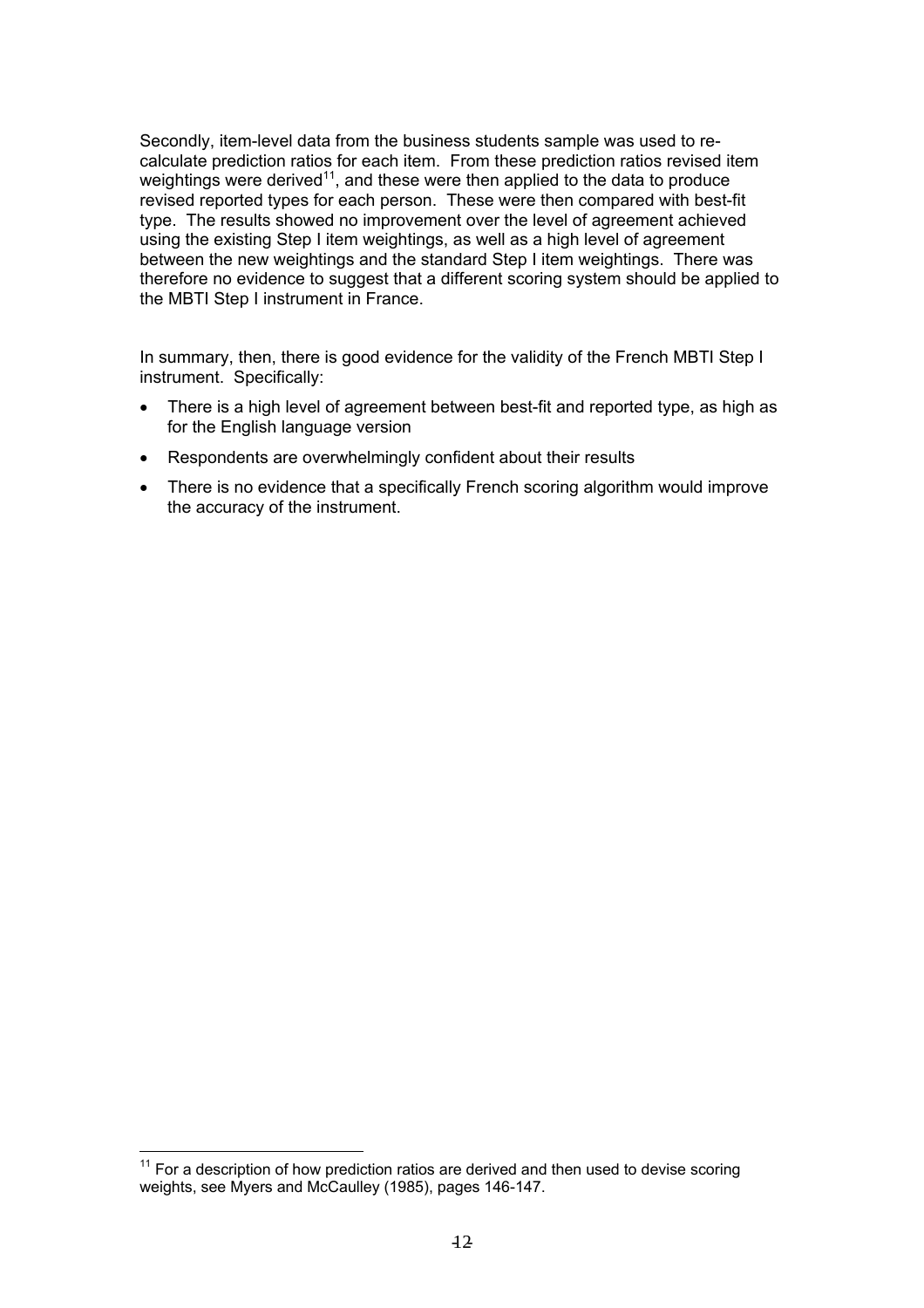Secondly, item-level data from the business students sample was used to re-calculate prediction ratios for each item. From these prediction ratios revised item weightings were derived[11], and these were then applied to the data to produce revised reported types for each person. These were then compared with best-fit type. The results showed no improvement over the level of agreement achieved using the existing Step I item weightings, as well as a high level of agreement between the new weightings and the standard Step I item weightings. There was therefore no evidence to suggest that a different scoring system should be applied to the MBTI Step I instrument in France.

In summary, then, there is good evidence for the validity of the French MBTI Step I instrument. Specifically:

- There is a high level of agreement between best-fit and reported type, as high as for the English language version
- Respondents are overwhelmingly confident about their results
- There is no evidence that a specifically French scoring algorithm would improve the accuracy of the instrument.

---

[11] For a description of how prediction ratios are derived and then used to devise scoring weights, see Myers and McCaulley (1985), pages 146-147.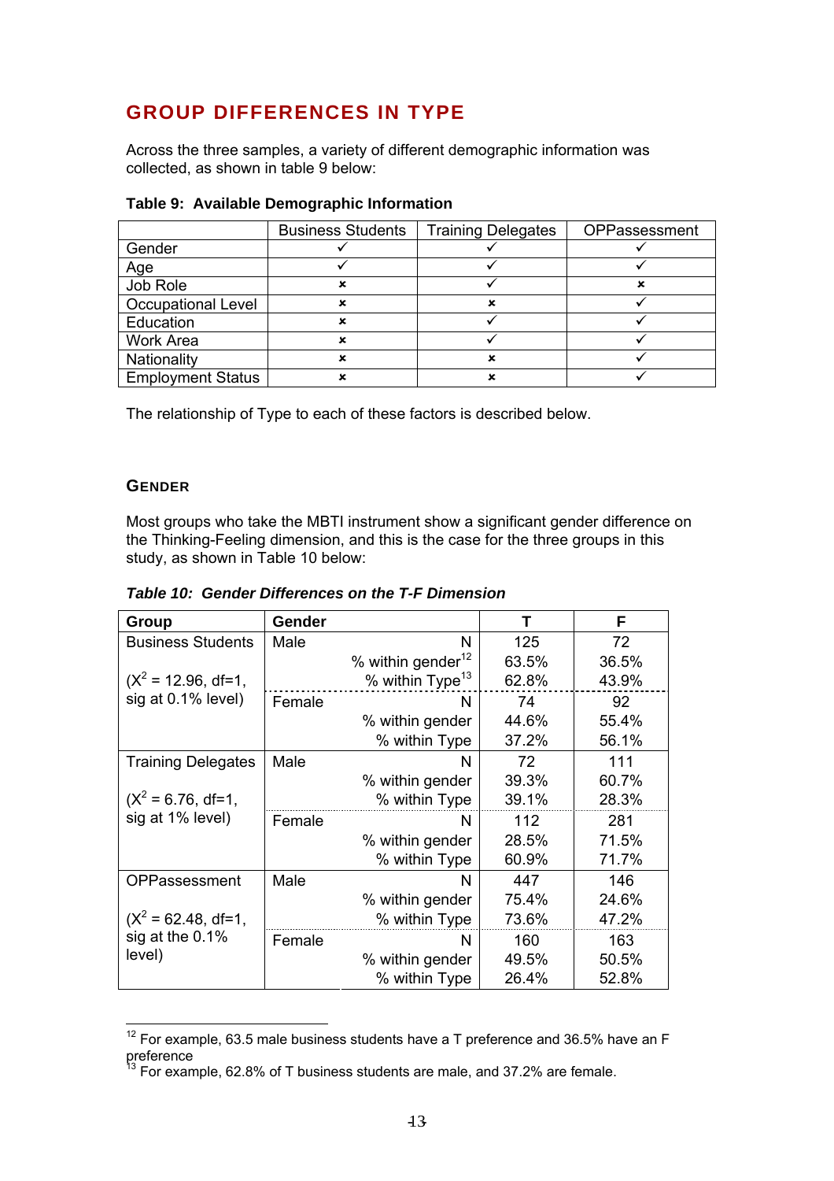## GROUP DIFFERENCES IN TYPE

Across the three samples, a variety of different demographic information was collected, as shown in table 9 below:

**Table 9: Available Demographic Information**

| | Business Students | Training Delegates | OPPassessment |
|---|---|---|---|
| Gender | ✓ | ✓ | ✓ |
| Age | ✓ | ✓ | ✓ |
| Job Role | × | ✓ | × |
| Occupational Level | × | × | ✓ |
| Education | × | ✓ | ✓ |
| Work Area | × | ✓ | ✓ |
| Nationality | × | × | ✓ |
| Employment Status | × | × | ✓ |

The relationship of Type to each of these factors is described below.

### GENDER

Most groups who take the MBTI instrument show a significant gender difference on the Thinking-Feeling dimension, and this is the case for the three groups in this study, as shown in Table 10 below:

***Table 10: Gender Differences on the T-F Dimension***

| Group | Gender | | T | F |
|---|---|---|---|---|
| Business Students | Male | N | 125 | 72 |
| | | % within gender[12] | 63.5% | 36.5% |
| ($X^2$ = 12.96, df=1, sig at 0.1% level) | | % within Type[13] | 62.8% | 43.9% |
| | Female | N | 74 | 92 |
| | | % within gender | 44.6% | 55.4% |
| | | % within Type | 37.2% | 56.1% |
| Training Delegates | Male | N | 72 | 111 |
| | | % within gender | 39.3% | 60.7% |
| ($X^2$ = 6.76, df=1, sig at 1% level) | | % within Type | 39.1% | 28.3% |
| | Female | N | 112 | 281 |
| | | % within gender | 28.5% | 71.5% |
| | | % within Type | 60.9% | 71.7% |
| OPPassessment | Male | N | 447 | 146 |
| | | % within gender | 75.4% | 24.6% |
| ($X^2$ = 62.48, df=1, sig at the 0.1% level) | | % within Type | 73.6% | 47.2% |
| | Female | N | 160 | 163 |
| | | % within gender | 49.5% | 50.5% |
| | | % within Type | 26.4% | 52.8% |

[12] For example, 63.5 male business students have a T preference and 36.5% have an F preference

[13] For example, 62.8% of T business students are male, and 37.2% are female.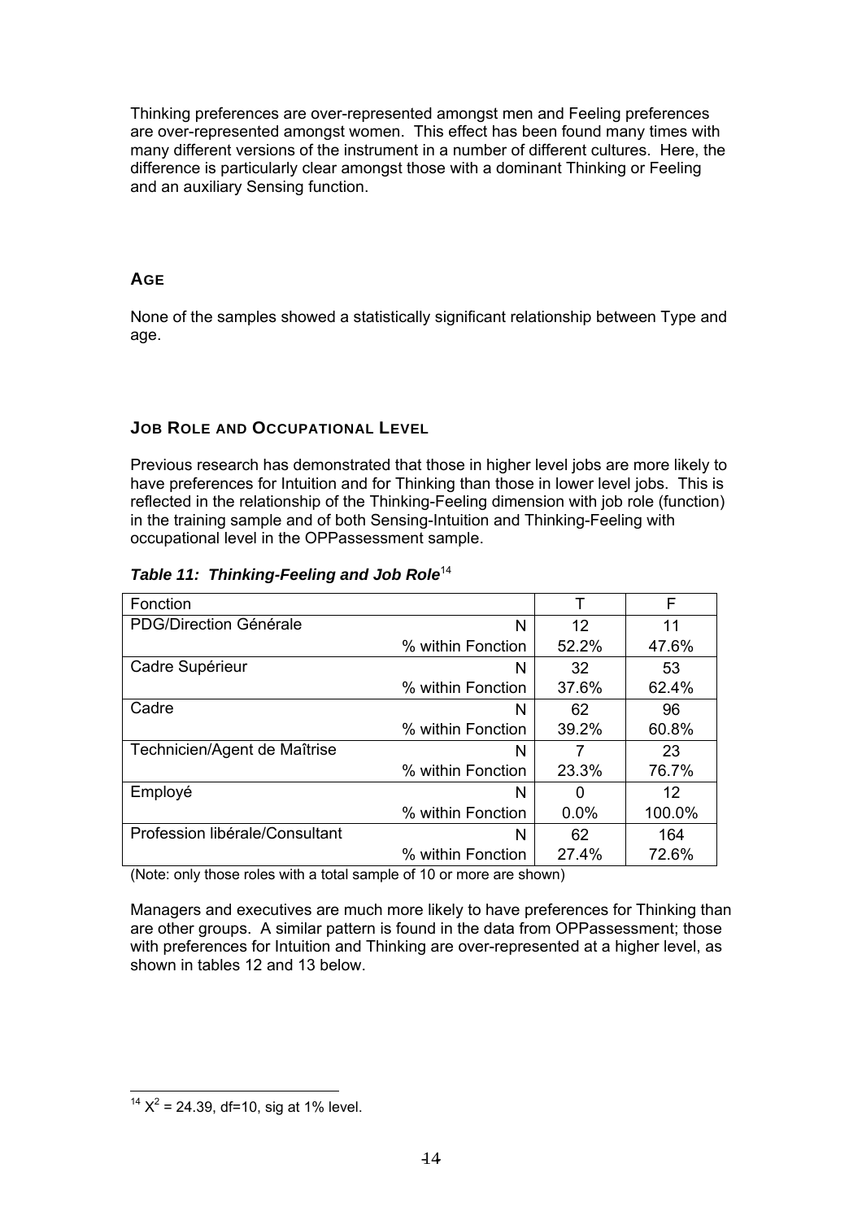Thinking preferences are over-represented amongst men and Feeling preferences are over-represented amongst women. This effect has been found many times with many different versions of the instrument in a number of different cultures. Here, the difference is particularly clear amongst those with a dominant Thinking or Feeling and an auxiliary Sensing function.

### AGE

None of the samples showed a statistically significant relationship between Type and age.

### JOB ROLE AND OCCUPATIONAL LEVEL

Previous research has demonstrated that those in higher level jobs are more likely to have preferences for Intuition and for Thinking than those in lower level jobs. This is reflected in the relationship of the Thinking-Feeling dimension with job role (function) in the training sample and of both Sensing-Intuition and Thinking-Feeling with occupational level in the OPPassessment sample.

***Table 11: Thinking-Feeling and Job Role***[14]

| Fonction | | T | F |
|---|---|---|---|
| PDG/Direction Générale | N | 12 | 11 |
| | % within Fonction | 52.2% | 47.6% |
| Cadre Supérieur | N | 32 | 53 |
| | % within Fonction | 37.6% | 62.4% |
| Cadre | N | 62 | 96 |
| | % within Fonction | 39.2% | 60.8% |
| Technicien/Agent de Maîtrise | N | 7 | 23 |
| | % within Fonction | 23.3% | 76.7% |
| Employé | N | 0 | 12 |
| | % within Fonction | 0.0% | 100.0% |
| Profession libérale/Consultant | N | 62 | 164 |
| | % within Fonction | 27.4% | 72.6% |

(Note: only those roles with a total sample of 10 or more are shown)

Managers and executives are much more likely to have preferences for Thinking than are other groups. A similar pattern is found in the data from OPPassessment; those with preferences for Intuition and Thinking are over-represented at a higher level, as shown in tables 12 and 13 below.

[14] $X^2$ = 24.39, df=10, sig at 1% level.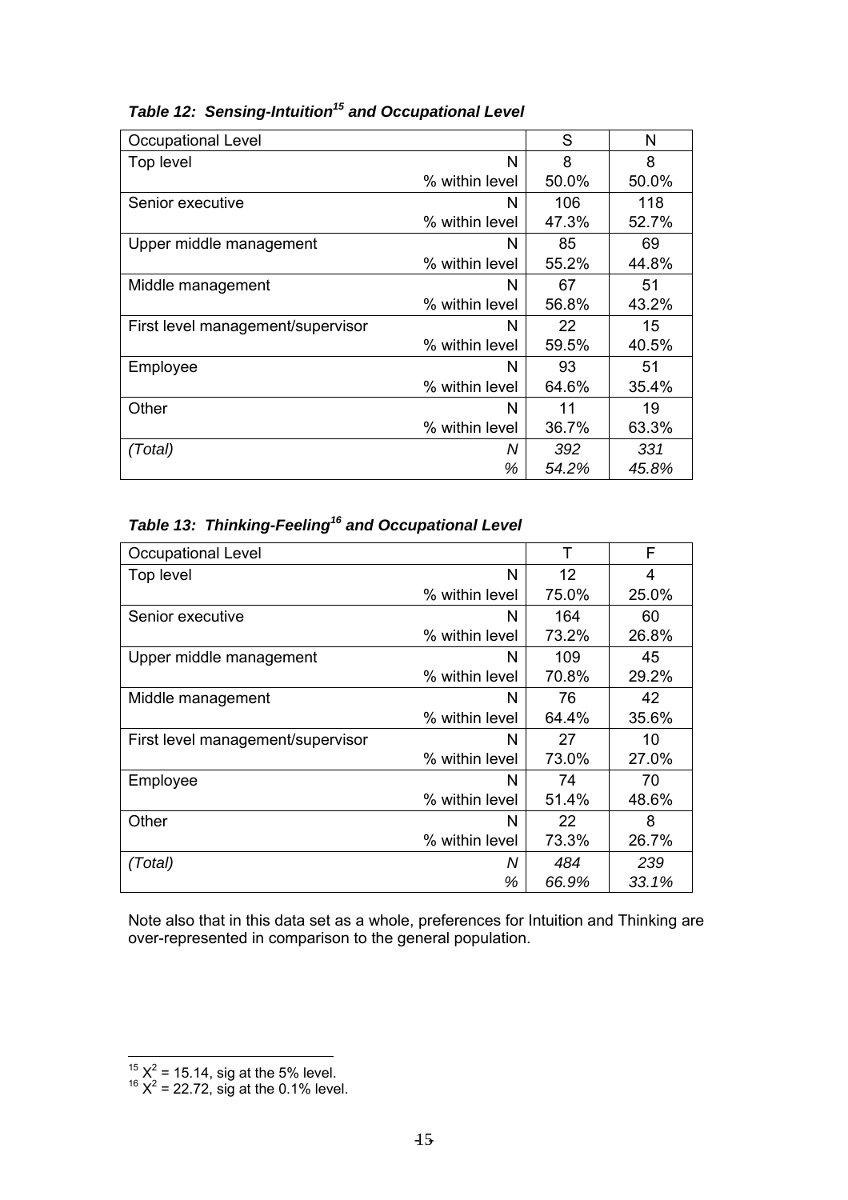***Table 12: Sensing-Intuition[15] and Occupational Level***

| Occupational Level | | S | N |
|---|---|---|---|
| Top level | N | 8 | 8 |
| | % within level | 50.0% | 50.0% |
| Senior executive | N | 106 | 118 |
| | % within level | 47.3% | 52.7% |
| Upper middle management | N | 85 | 69 |
| | % within level | 55.2% | 44.8% |
| Middle management | N | 67 | 51 |
| | % within level | 56.8% | 43.2% |
| First level management/supervisor | N | 22 | 15 |
| | % within level | 59.5% | 40.5% |
| Employee | N | 93 | 51 |
| | % within level | 64.6% | 35.4% |
| Other | N | 11 | 19 |
| | % within level | 36.7% | 63.3% |
| *(Total)* | *N* | *392* | *331* |
| | *%* | *54.2%* | *45.8%* |

***Table 13: Thinking-Feeling[16] and Occupational Level***

| Occupational Level | | T | F |
|---|---|---|---|
| Top level | N | 12 | 4 |
| | % within level | 75.0% | 25.0% |
| Senior executive | N | 164 | 60 |
| | % within level | 73.2% | 26.8% |
| Upper middle management | N | 109 | 45 |
| | % within level | 70.8% | 29.2% |
| Middle management | N | 76 | 42 |
| | % within level | 64.4% | 35.6% |
| First level management/supervisor | N | 27 | 10 |
| | % within level | 73.0% | 27.0% |
| Employee | N | 74 | 70 |
| | % within level | 51.4% | 48.6% |
| Other | N | 22 | 8 |
| | % within level | 73.3% | 26.7% |
| *(Total)* | *N* | *484* | *239* |
| | *%* | *66.9%* | *33.1%* |

Note also that in this data set as a whole, preferences for Intuition and Thinking are over-represented in comparison to the general population.

---

[15] $X^2 = 15.14$, sig at the 5% level.

[16] $X^2 = 22.72$, sig at the 0.1% level.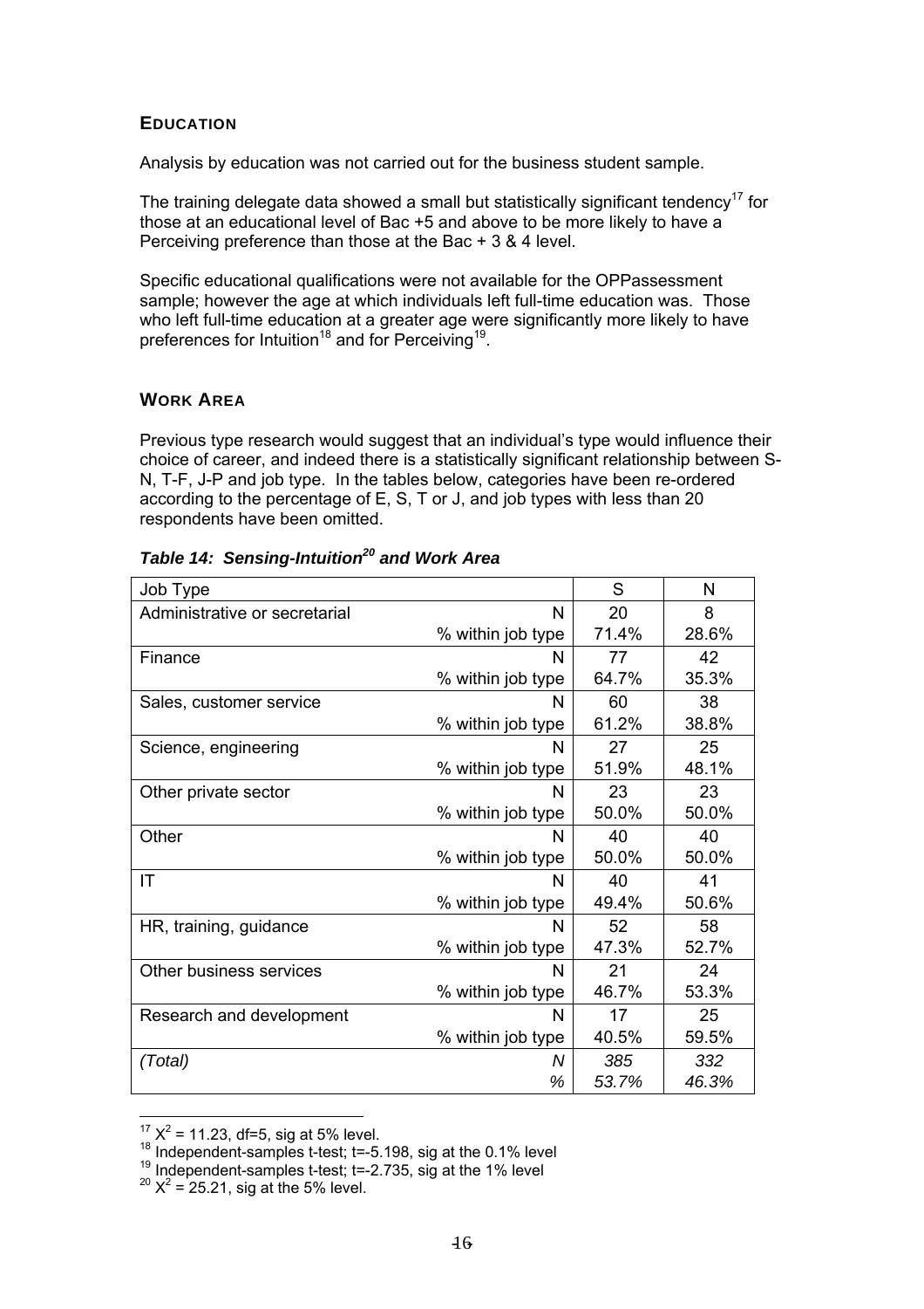### EDUCATION

Analysis by education was not carried out for the business student sample.

The training delegate data showed a small but statistically significant tendency[17] for those at an educational level of Bac +5 and above to be more likely to have a Perceiving preference than those at the Bac + 3 & 4 level.

Specific educational qualifications were not available for the OPPassessment sample; however the age at which individuals left full-time education was. Those who left full-time education at a greater age were significantly more likely to have preferences for Intuition[18] and for Perceiving[19].

### WORK AREA

Previous type research would suggest that an individual's type would influence their choice of career, and indeed there is a statistically significant relationship between S-N, T-F, J-P and job type. In the tables below, categories have been re-ordered according to the percentage of E, S, T or J, and job types with less than 20 respondents have been omitted.

***Table 14: Sensing-Intuition[20] and Work Area***

| Job Type | | S | N |
|---|---|---|---|
| Administrative or secretarial | N | 20 | 8 |
| | % within job type | 71.4% | 28.6% |
| Finance | N | 77 | 42 |
| | % within job type | 64.7% | 35.3% |
| Sales, customer service | N | 60 | 38 |
| | % within job type | 61.2% | 38.8% |
| Science, engineering | N | 27 | 25 |
| | % within job type | 51.9% | 48.1% |
| Other private sector | N | 23 | 23 |
| | % within job type | 50.0% | 50.0% |
| Other | N | 40 | 40 |
| | % within job type | 50.0% | 50.0% |
| IT | N | 40 | 41 |
| | % within job type | 49.4% | 50.6% |
| HR, training, guidance | N | 52 | 58 |
| | % within job type | 47.3% | 52.7% |
| Other business services | N | 21 | 24 |
| | % within job type | 46.7% | 53.3% |
| Research and development | N | 17 | 25 |
| | % within job type | 40.5% | 59.5% |
| *(Total)* | *N* | *385* | *332* |
| | *%* | *53.7%* | *46.3%* |

---

[17] $X^2 = 11.23$, df=5, sig at 5% level.

[18] Independent-samples t-test; t=-5.198, sig at the 0.1% level

[19] Independent-samples t-test; t=-2.735, sig at the 1% level

[20] $X^2 = 25.21$, sig at the 5% level.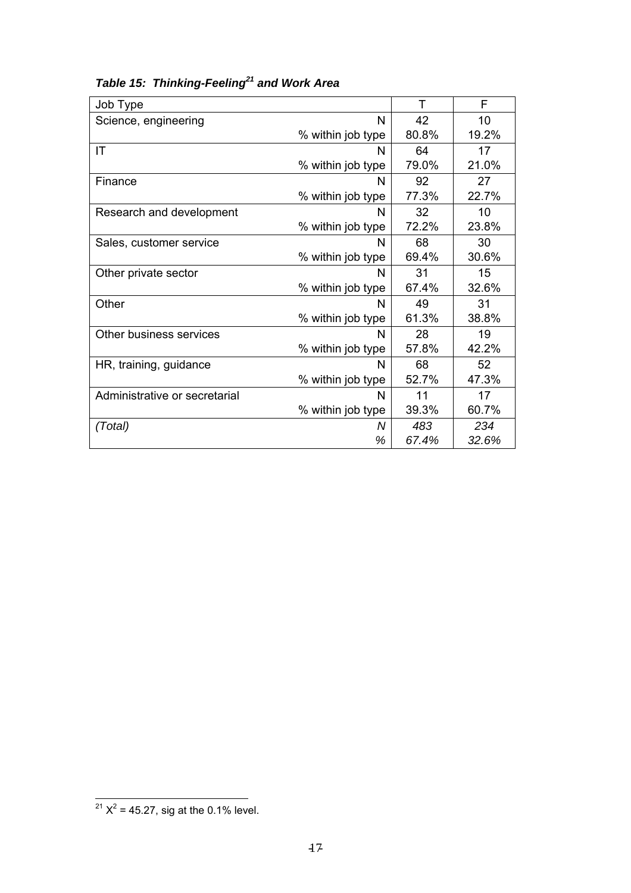***Table 15: Thinking-Feeling[21] and Work Area***

| Job Type | | T | F |
|---|---|---|---|
| Science, engineering | N | 42 | 10 |
| | % within job type | 80.8% | 19.2% |
| IT | N | 64 | 17 |
| | % within job type | 79.0% | 21.0% |
| Finance | N | 92 | 27 |
| | % within job type | 77.3% | 22.7% |
| Research and development | N | 32 | 10 |
| | % within job type | 72.2% | 23.8% |
| Sales, customer service | N | 68 | 30 |
| | % within job type | 69.4% | 30.6% |
| Other private sector | N | 31 | 15 |
| | % within job type | 67.4% | 32.6% |
| Other | N | 49 | 31 |
| | % within job type | 61.3% | 38.8% |
| Other business services | N | 28 | 19 |
| | % within job type | 57.8% | 42.2% |
| HR, training, guidance | N | 68 | 52 |
| | % within job type | 52.7% | 47.3% |
| Administrative or secretarial | N | 11 | 17 |
| | % within job type | 39.3% | 60.7% |
| *(Total)* | *N* | *483* | *234* |
| | *%* | *67.4%* | *32.6%* |

[21] $X^2 = 45.27$, sig at the 0.1% level.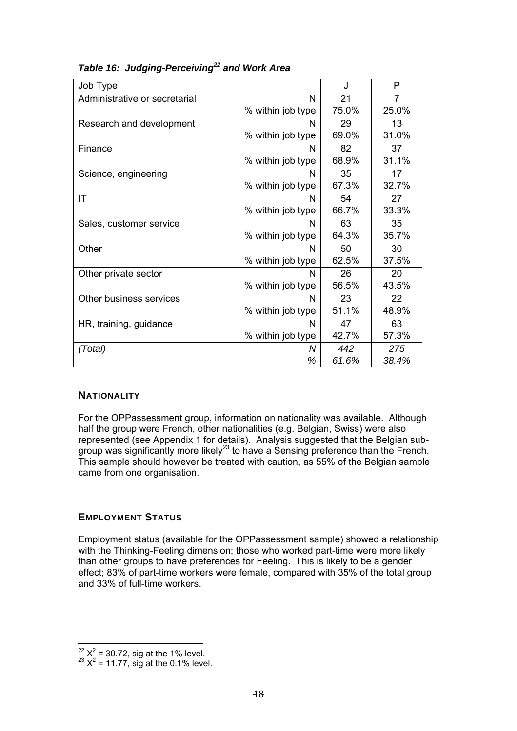*Table 16: Judging-Perceiving[22] and Work Area*

| Job Type | | J | P |
|---|---|---|---|
| Administrative or secretarial | N | 21 | 7 |
| | % within job type | 75.0% | 25.0% |
| Research and development | N | 29 | 13 |
| | % within job type | 69.0% | 31.0% |
| Finance | N | 82 | 37 |
| | % within job type | 68.9% | 31.1% |
| Science, engineering | N | 35 | 17 |
| | % within job type | 67.3% | 32.7% |
| IT | N | 54 | 27 |
| | % within job type | 66.7% | 33.3% |
| Sales, customer service | N | 63 | 35 |
| | % within job type | 64.3% | 35.7% |
| Other | N | 50 | 30 |
| | % within job type | 62.5% | 37.5% |
| Other private sector | N | 26 | 20 |
| | % within job type | 56.5% | 43.5% |
| Other business services | N | 23 | 22 |
| | % within job type | 51.1% | 48.9% |
| HR, training, guidance | N | 47 | 63 |
| | % within job type | 42.7% | 57.3% |
| *(Total)* | *N* | *442* | *275* |
| | *%* | *61.6%* | *38.4%* |

### NATIONALITY

For the OPPassessment group, information on nationality was available. Although half the group were French, other nationalities (e.g. Belgian, Swiss) were also represented (see Appendix 1 for details). Analysis suggested that the Belgian sub-group was significantly more likely[23] to have a Sensing preference than the French. This sample should however be treated with caution, as 55% of the Belgian sample came from one organisation.

### EMPLOYMENT STATUS

Employment status (available for the OPPassessment sample) showed a relationship with the Thinking-Feeling dimension; those who worked part-time were more likely than other groups to have preferences for Feeling. This is likely to be a gender effect; 83% of part-time workers were female, compared with 35% of the total group and 33% of full-time workers.

---

[22] $X^2 = 30.72$, sig at the 1% level.
[23] $X^2 = 11.77$, sig at the 0.1% level.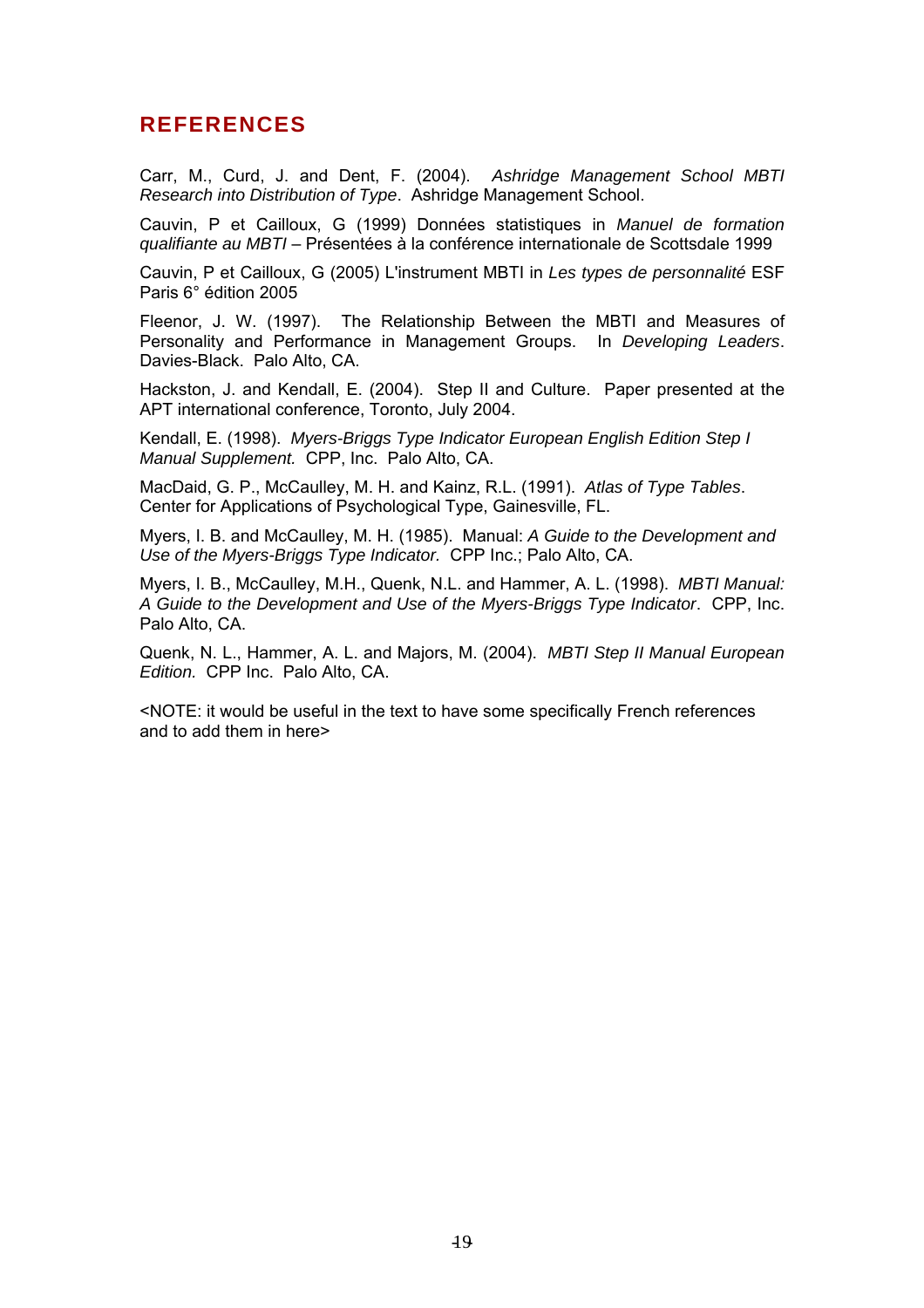# REFERENCES

Carr, M., Curd, J. and Dent, F. (2004). *Ashridge Management School MBTI Research into Distribution of Type*. Ashridge Management School.

Cauvin, P et Cailloux, G (1999) Données statistiques in *Manuel de formation qualifiante au MBTI* – Présentées à la conférence internationale de Scottsdale 1999

Cauvin, P et Cailloux, G (2005) L'instrument MBTI in *Les types de personnalité* ESF Paris 6° édition 2005

Fleenor, J. W. (1997). The Relationship Between the MBTI and Measures of Personality and Performance in Management Groups. In *Developing Leaders*. Davies-Black. Palo Alto, CA.

Hackston, J. and Kendall, E. (2004). Step II and Culture. Paper presented at the APT international conference, Toronto, July 2004.

Kendall, E. (1998). *Myers-Briggs Type Indicator European English Edition Step I Manual Supplement.* CPP, Inc. Palo Alto, CA.

MacDaid, G. P., McCaulley, M. H. and Kainz, R.L. (1991). *Atlas of Type Tables*. Center for Applications of Psychological Type, Gainesville, FL.

Myers, I. B. and McCaulley, M. H. (1985). Manual: *A Guide to the Development and Use of the Myers-Briggs Type Indicator.* CPP Inc.; Palo Alto, CA.

Myers, I. B., McCaulley, M.H., Quenk, N.L. and Hammer, A. L. (1998). *MBTI Manual: A Guide to the Development and Use of the Myers-Briggs Type Indicator*. CPP, Inc. Palo Alto, CA.

Quenk, N. L., Hammer, A. L. and Majors, M. (2004). *MBTI Step II Manual European Edition.* CPP Inc. Palo Alto, CA.

<NOTE: it would be useful in the text to have some specifically French references and to add them in here>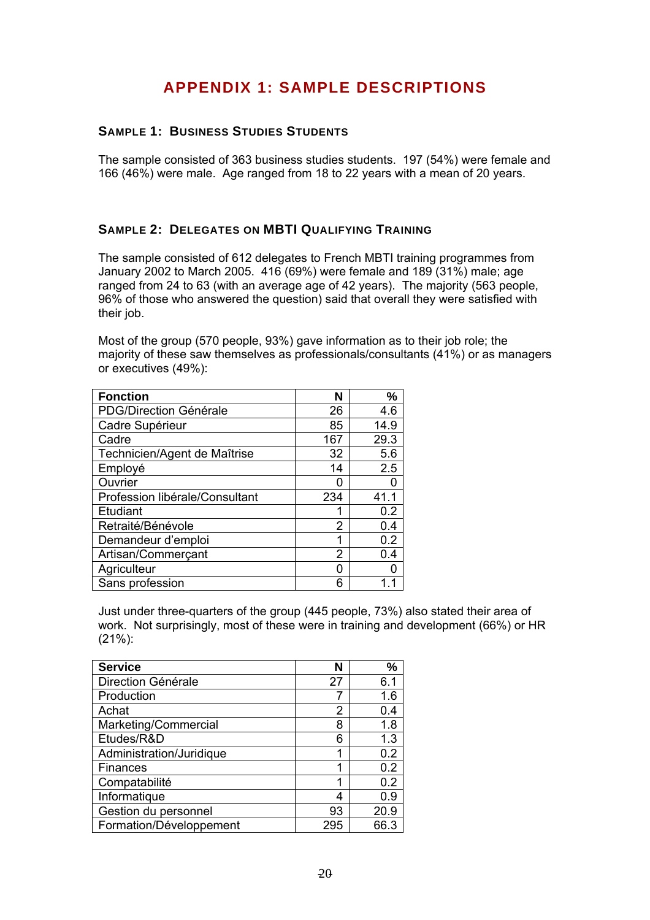# APPENDIX 1: SAMPLE DESCRIPTIONS

### Sample 1: Business Studies Students

The sample consisted of 363 business studies students. 197 (54%) were female and 166 (46%) were male. Age ranged from 18 to 22 years with a mean of 20 years.

### Sample 2: Delegates on MBTI Qualifying Training

The sample consisted of 612 delegates to French MBTI training programmes from January 2002 to March 2005. 416 (69%) were female and 189 (31%) male; age ranged from 24 to 63 (with an average age of 42 years). The majority (563 people, 96% of those who answered the question) said that overall they were satisfied with their job.

Most of the group (570 people, 93%) gave information as to their job role; the majority of these saw themselves as professionals/consultants (41%) or as managers or executives (49%):

| Fonction | N | % |
|---|---|---|
| PDG/Direction Générale | 26 | 4.6 |
| Cadre Supérieur | 85 | 14.9 |
| Cadre | 167 | 29.3 |
| Technicien/Agent de Maîtrise | 32 | 5.6 |
| Employé | 14 | 2.5 |
| Ouvrier | 0 | 0 |
| Profession libérale/Consultant | 234 | 41.1 |
| Etudiant | 1 | 0.2 |
| Retraité/Bénévole | 2 | 0.4 |
| Demandeur d'emploi | 1 | 0.2 |
| Artisan/Commerçant | 2 | 0.4 |
| Agriculteur | 0 | 0 |
| Sans profession | 6 | 1.1 |

Just under three-quarters of the group (445 people, 73%) also stated their area of work. Not surprisingly, most of these were in training and development (66%) or HR (21%):

| Service | N | % |
|---|---|---|
| Direction Générale | 27 | 6.1 |
| Production | 7 | 1.6 |
| Achat | 2 | 0.4 |
| Marketing/Commercial | 8 | 1.8 |
| Etudes/R&D | 6 | 1.3 |
| Administration/Juridique | 1 | 0.2 |
| Finances | 1 | 0.2 |
| Compatabilité | 1 | 0.2 |
| Informatique | 4 | 0.9 |
| Gestion du personnel | 93 | 20.9 |
| Formation/Développement | 295 | 66.3 |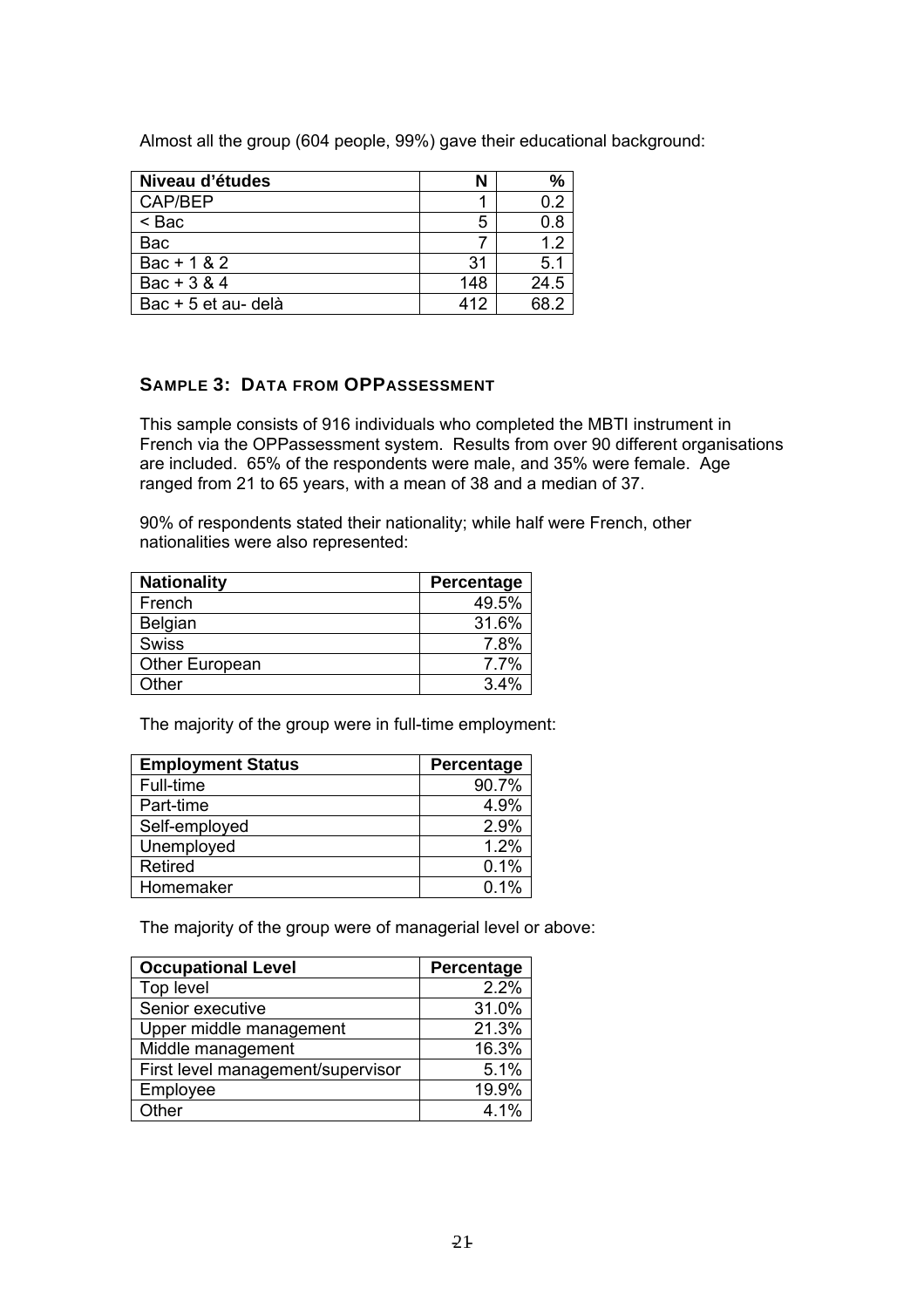Almost all the group (604 people, 99%) gave their educational background:

| Niveau d'études | N | % |
|---|---|---|
| CAP/BEP | 1 | 0.2 |
| < Bac | 5 | 0.8 |
| Bac | 7 | 1.2 |
| Bac + 1 & 2 | 31 | 5.1 |
| Bac + 3 & 4 | 148 | 24.5 |
| Bac + 5 et au- delà | 412 | 68.2 |

### SAMPLE 3: DATA FROM OPPASSESSMENT

This sample consists of 916 individuals who completed the MBTI instrument in French via the OPPassessment system. Results from over 90 different organisations are included. 65% of the respondents were male, and 35% were female. Age ranged from 21 to 65 years, with a mean of 38 and a median of 37.

90% of respondents stated their nationality; while half were French, other nationalities were also represented:

| Nationality | Percentage |
|---|---|
| French | 49.5% |
| Belgian | 31.6% |
| Swiss | 7.8% |
| Other European | 7.7% |
| Other | 3.4% |

The majority of the group were in full-time employment:

| Employment Status | Percentage |
|---|---|
| Full-time | 90.7% |
| Part-time | 4.9% |
| Self-employed | 2.9% |
| Unemployed | 1.2% |
| Retired | 0.1% |
| Homemaker | 0.1% |

The majority of the group were of managerial level or above:

| Occupational Level | Percentage |
|---|---|
| Top level | 2.2% |
| Senior executive | 31.0% |
| Upper middle management | 21.3% |
| Middle management | 16.3% |
| First level management/supervisor | 5.1% |
| Employee | 19.9% |
| Other | 4.1% |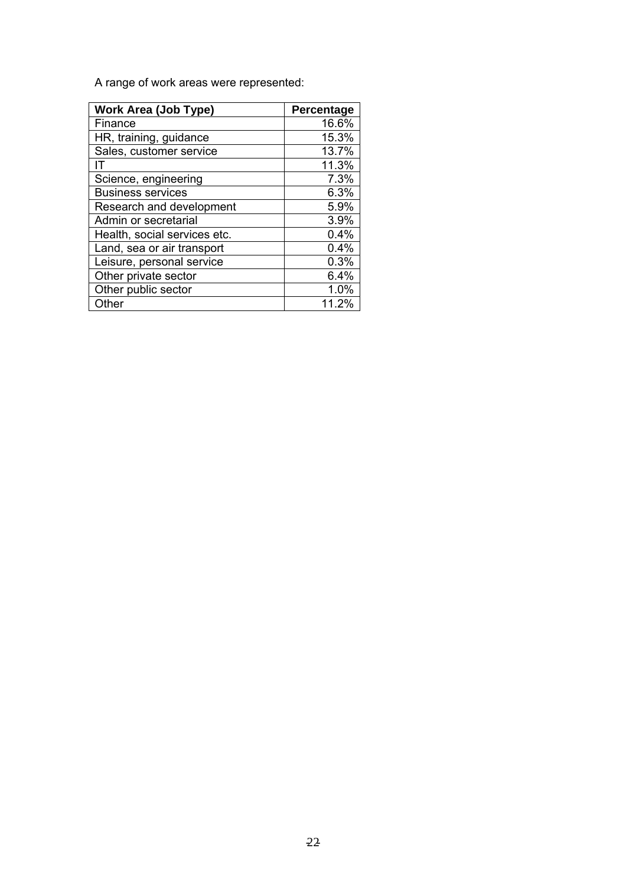A range of work areas were represented:

| Work Area (Job Type) | Percentage |
|---|---|
| Finance | 16.6% |
| HR, training, guidance | 15.3% |
| Sales, customer service | 13.7% |
| IT | 11.3% |
| Science, engineering | 7.3% |
| Business services | 6.3% |
| Research and development | 5.9% |
| Admin or secretarial | 3.9% |
| Health, social services etc. | 0.4% |
| Land, sea or air transport | 0.4% |
| Leisure, personal service | 0.3% |
| Other private sector | 6.4% |
| Other public sector | 1.0% |
| Other | 11.2% |